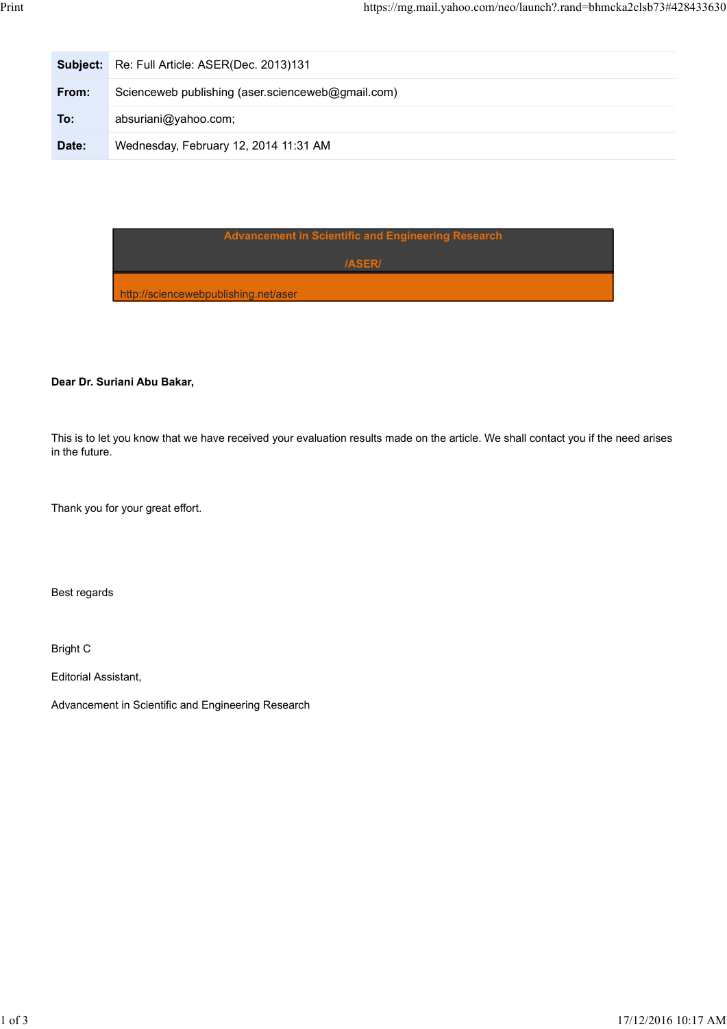| | |
|---|---|
| **Subject:** | Re: Full Article: ASER(Dec. 2013)131 |
| **From:** | Scienceweb publishing (aser.scienceweb@gmail.com) |
| **To:** | absuriani@yahoo.com; |
| **Date:** | Wednesday, February 12, 2014 11:31 AM |

**Advancement in Scientific and Engineering Research**

**/ASER/**

http://sciencewebpublishing.net/aser

**Dear Dr. Suriani Abu Bakar,**

This is to let you know that we have received your evaluation results made on the article. We shall contact you if the need arises in the future.

Thank you for your great effort.

Best regards

Bright C

Editorial Assistant,

Advancement in Scientific and Engineering Research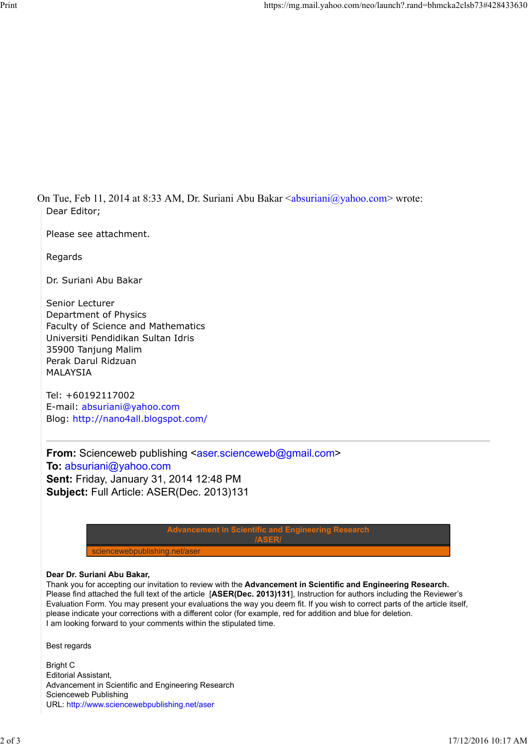On Tue, Feb 11, 2014 at 8:33 AM, Dr. Suriani Abu Bakar <absuriani@yahoo.com> wrote:

Dear Editor;

Please see attachment.

Regards

Dr. Suriani Abu Bakar

Senior Lecturer
Department of Physics
Faculty of Science and Mathematics
Universiti Pendidikan Sultan Idris
35900 Tanjung Malim
Perak Darul Ridzuan
MALAYSIA

Tel: +60192117002
E-mail: absuriani@yahoo.com
Blog: http://nano4all.blogspot.com/

---

**From:** Scienceweb publishing <aser.scienceweb@gmail.com>
**To:** absuriani@yahoo.com
**Sent:** Friday, January 31, 2014 12:48 PM
**Subject:** Full Article: ASER(Dec. 2013)131

**Advancement in Scientific and Engineering Research /ASER/**
sciencewebpublishing.net/aser

**Dear Dr. Suriani Abu Bakar,**
Thank you for accepting our invitation to review with the **Advancement in Scientific and Engineering Research.** Please find attached the full text of the article [**ASER(Dec. 2013)131**], Instruction for authors including the Reviewer's Evaluation Form. You may present your evaluations the way you deem fit. If you wish to correct parts of the article itself, please indicate your corrections with a different color (for example, red for addition and blue for deletion.
I am looking forward to your comments within the stipulated time.

Best regards

Bright C
Editorial Assistant,
Advancement in Scientific and Engineering Research
Scienceweb Publishing
URL: http://www.sciencewebpublishing.net/aser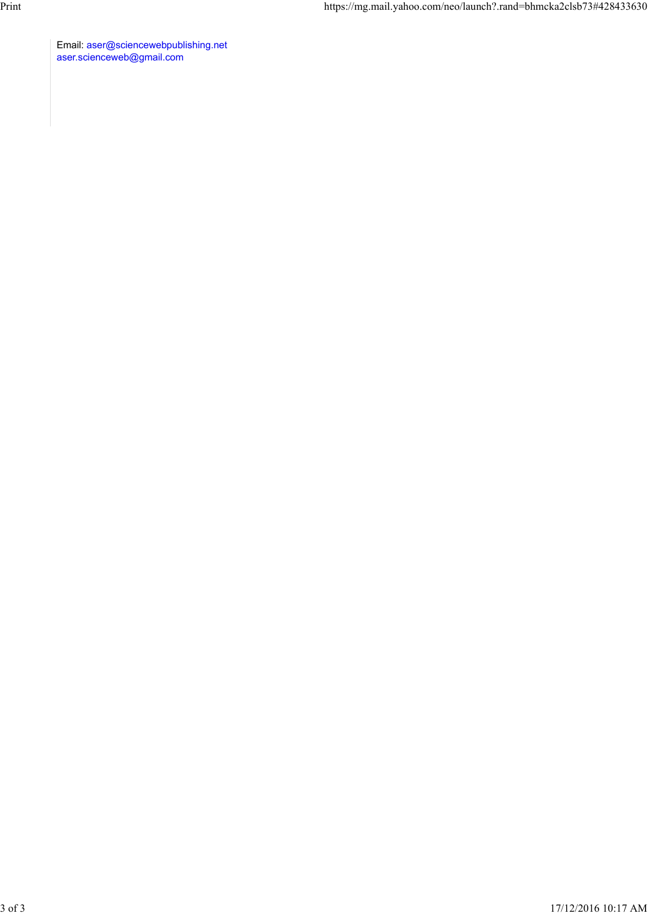Email: aser@sciencewebpublishing.net
aser.scienceweb@gmail.com